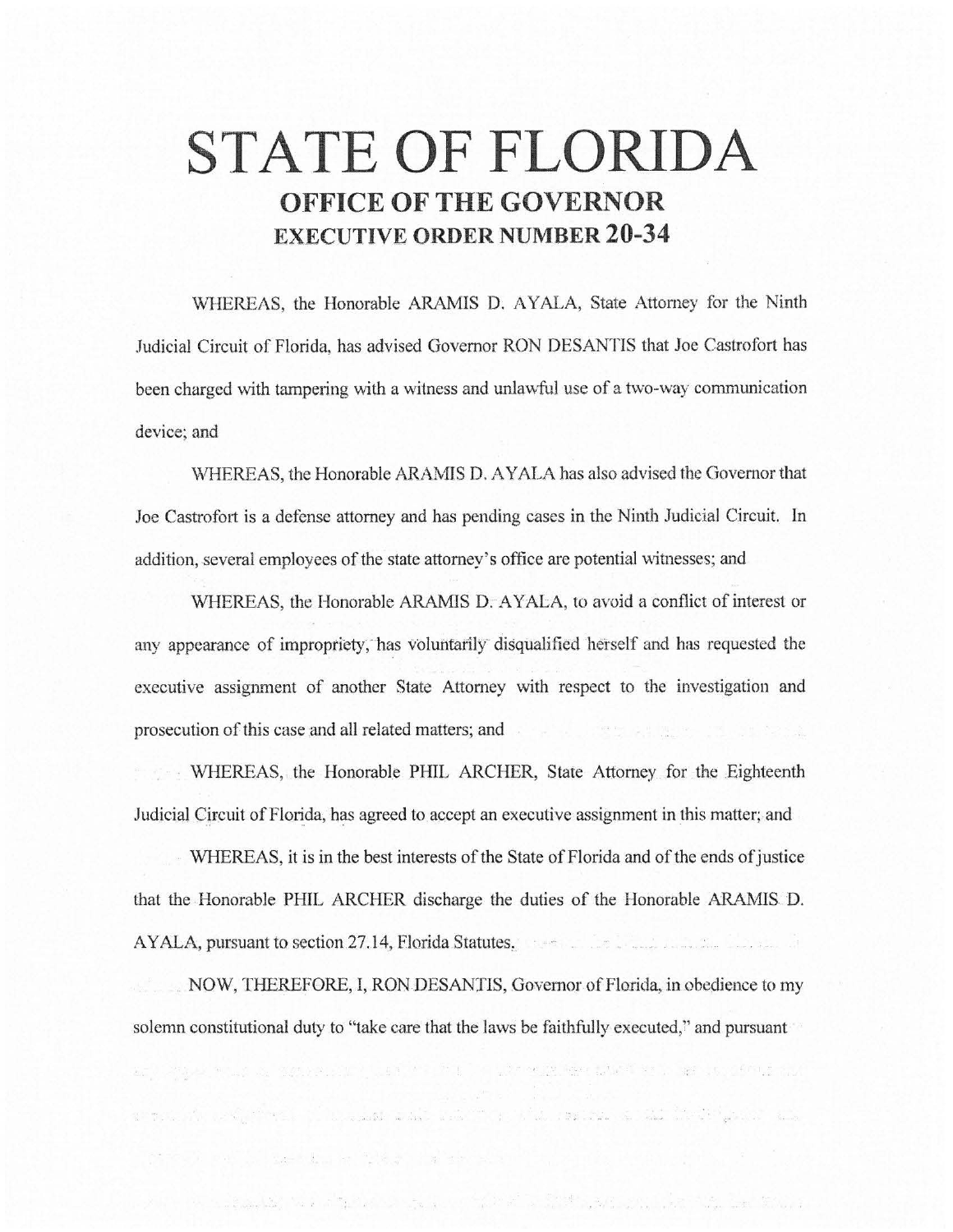# STATE OF FLORIDA

## OFFICE OF THE GOVERNOR

## EXECUTIVE ORDER NUMBER 20-34

WHEREAS, the Honorable ARAMIS D. AYALA, State Attorney for the Ninth Judicial Circuit of Florida, has advised Governor RON DESANTIS that Joe Castrofort has been charged with tampering with a witness and unlawful use of a two-way communication device; and

WHEREAS, the Honorable ARAMIS D. AYALA has also advised the Governor that Joe Castrofort is a defense attorney and has pending cases in the Ninth Judicial Circuit. In addition, several employees of the state attorney's office are potential witnesses; and

WHEREAS, the Honorable ARAMIS D. AYALA, to avoid a conflict of interest or any appearance of impropriety, has voluntarily disqualified herself and has requested the executive assignment of another State Attorney with respect to the investigation and prosecution of this case and all related matters; and

WHEREAS, the Honorable PHIL ARCHER, State Attorney for the Eighteenth Judicial Circuit of Florida, has agreed to accept an executive assignment in this matter; and

WHEREAS, it is in the best interests of the State of Florida and of the ends of justice that the Honorable PHIL ARCHER discharge the duties of the Honorable ARAMIS D. AYALA, pursuant to section 27.14, Florida Statutes.

NOW, THEREFORE, I, RON DESANTIS, Governor of Florida, in obedience to my solemn constitutional duty to "take care that the laws be faithfully executed," and pursuant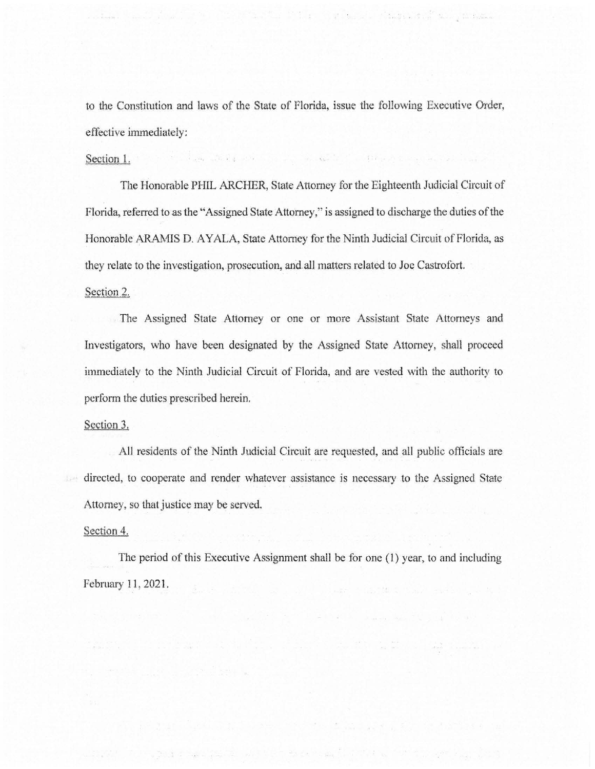to the Constitution and laws of the State of Florida, issue the following Executive Order, effective immediately:

Section 1.

The Honorable PHIL ARCHER, State Attorney for the Eighteenth Judicial Circuit of Florida, referred to as the "Assigned State Attorney," is assigned to discharge the duties of the Honorable ARAMIS D. AYALA, State Attorney for the Ninth Judicial Circuit of Florida, as they relate to the investigation, prosecution, and all matters related to Joe Castrofort.

Section 2.

The Assigned State Attorney or one or more Assistant State Attorneys and Investigators, who have been designated by the Assigned State Attorney, shall proceed immediately to the Ninth Judicial Circuit of Florida, and are vested with the authority to perform the duties prescribed herein.

Section 3.

All residents of the Ninth Judicial Circuit are requested, and all public officials are directed, to cooperate and render whatever assistance is necessary to the Assigned State Attorney, so that justice may be served.

Section 4.

The period of this Executive Assignment shall be for one (1) year, to and including February 11, 2021.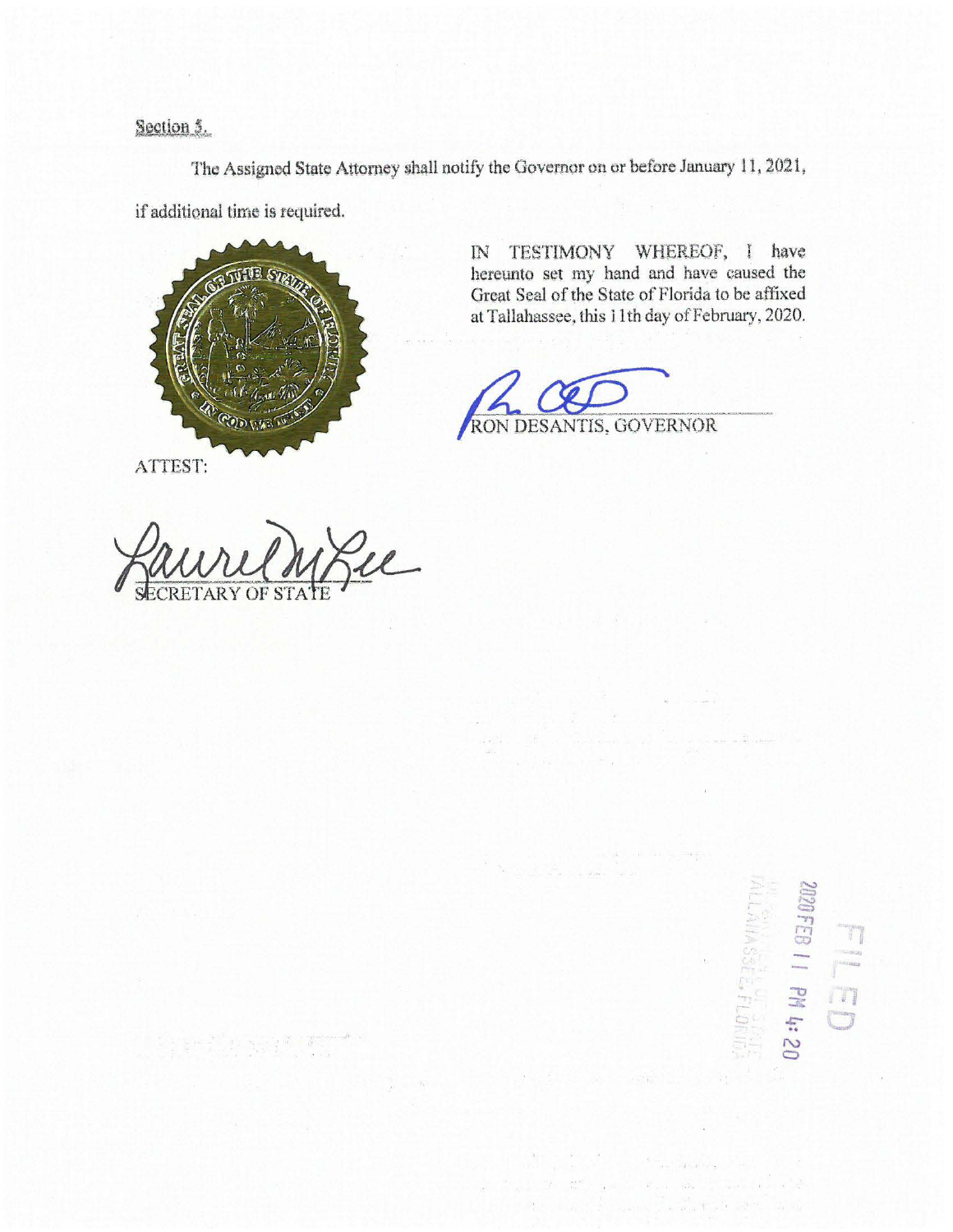Section 5.

The Assigned State Attorney shall notify the Governor on or before January 11, 2021, if additional time is required.

IN TESTIMONY WHEREOF, I have hereunto set my hand and have caused the Great Seal of the State of Florida to be affixed at Tallahassee, this 11th day of February, 2020.

RON DESANTIS, GOVERNOR

ATTEST:

SECRETARY OF STATE

FILED

2020 FEB 11 PM 4:20

DEPARTMENT OF STATE
TALLAHASSEE, FLORIDA